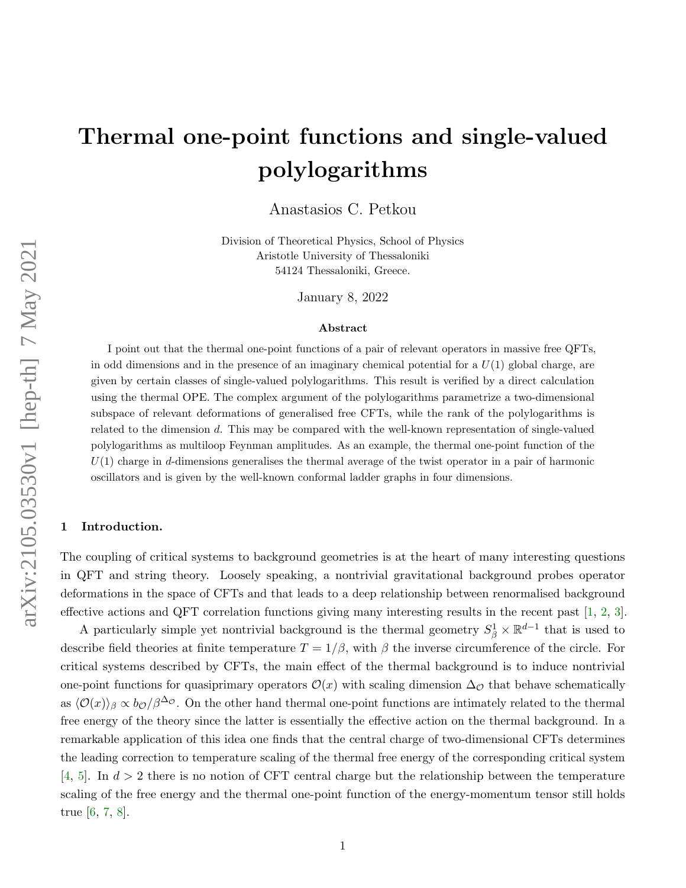# Thermal one-point functions and single-valued polylogarithms

Anastasios C. Petkou

Division of Theoretical Physics, School of Physics
Aristotle University of Thessaloniki
54124 Thessaloniki, Greece.

January 8, 2022

### Abstract

I point out that the thermal one-point functions of a pair of relevant operators in massive free QFTs, in odd dimensions and in the presence of an imaginary chemical potential for a $U(1)$ global charge, are given by certain classes of single-valued polylogarithms. This result is verified by a direct calculation using the thermal OPE. The complex argument of the polylogarithms parametrize a two-dimensional subspace of relevant deformations of generalised free CFTs, while the rank of the polylogarithms is related to the dimension $d$. This may be compared with the well-known representation of single-valued polylogarithms as multiloop Feynman amplitudes. As an example, the thermal one-point function of the $U(1)$ charge in $d$-dimensions generalises the thermal average of the twist operator in a pair of harmonic oscillators and is given by the well-known conformal ladder graphs in four dimensions.

## 1 Introduction.

The coupling of critical systems to background geometries is at the heart of many interesting questions in QFT and string theory. Loosely speaking, a nontrivial gravitational background probes operator deformations in the space of CFTs and that leads to a deep relationship between renormalised background effective actions and QFT correlation functions giving many interesting results in the recent past [1, 2, 3].

A particularly simple yet nontrivial background is the thermal geometry $S^1_\beta \times \mathbb{R}^{d-1}$ that is used to describe field theories at finite temperature $T = 1/\beta$, with $\beta$ the inverse circumference of the circle. For critical systems described by CFTs, the main effect of the thermal background is to induce nontrivial one-point functions for quasiprimary operators $\mathcal{O}(x)$ with scaling dimension $\Delta_{\mathcal{O}}$ that behave schematically as $\langle \mathcal{O}(x) \rangle_\beta \propto b_{\mathcal{O}}/\beta^{\Delta_{\mathcal{O}}}$. On the other hand thermal one-point functions are intimately related to the thermal free energy of the theory since the latter is essentially the effective action on the thermal background. In a remarkable application of this idea one finds that the central charge of two-dimensional CFTs determines the leading correction to temperature scaling of the thermal free energy of the corresponding critical system [4, 5]. In $d > 2$ there is no notion of CFT central charge but the relationship between the temperature scaling of the free energy and the thermal one-point function of the energy-momentum tensor still holds true [6, 7, 8].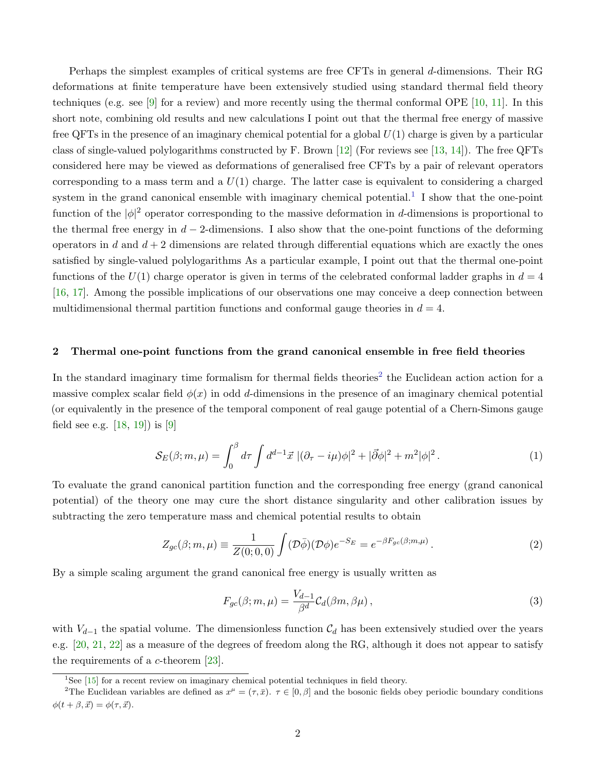Perhaps the simplest examples of critical systems are free CFTs in general $d$-dimensions. Their RG deformations at finite temperature have been extensively studied using standard thermal field theory techniques (e.g. see [9] for a review) and more recently using the thermal conformal OPE [10, 11]. In this short note, combining old results and new calculations I point out that the thermal free energy of massive free QFTs in the presence of an imaginary chemical potential for a global $U(1)$ charge is given by a particular class of single-valued polylogarithms constructed by F. Brown [12] (For reviews see [13, 14]). The free QFTs considered here may be viewed as deformations of generalised free CFTs by a pair of relevant operators corresponding to a mass term and a $U(1)$ charge. The latter case is equivalent to considering a charged system in the grand canonical ensemble with imaginary chemical potential.[1] I show that the one-point function of the $|\phi|^2$ operator corresponding to the massive deformation in $d$-dimensions is proportional to the thermal free energy in $d-2$-dimensions. I also show that the one-point functions of the deforming operators in $d$ and $d+2$ dimensions are related through differential equations which are exactly the ones satisfied by single-valued polylogarithms As a particular example, I point out that the thermal one-point functions of the $U(1)$ charge operator is given in terms of the celebrated conformal ladder graphs in $d=4$ [16, 17]. Among the possible implications of our observations one may conceive a deep connection between multidimensional thermal partition functions and conformal gauge theories in $d=4$.

## 2 Thermal one-point functions from the grand canonical ensemble in free field theories

In the standard imaginary time formalism for thermal fields theories[2] the Euclidean action action for a massive complex scalar field $\phi(x)$ in odd $d$-dimensions in the presence of an imaginary chemical potential (or equivalently in the presence of the temporal component of real gauge potential of a Chern-Simons gauge field see e.g. [18, 19]) is [9]

$$\mathcal{S}_E(\beta; m, \mu) = \int_0^\beta d\tau \int d^{d-1}\vec{x}\; |(\partial_\tau - i\mu)\phi|^2 + |\vec{\partial}\phi|^2 + m^2|\phi|^2\,. \tag{1}$$

To evaluate the grand canonical partition function and the corresponding free energy (grand canonical potential) of the theory one may cure the short distance singularity and other calibration issues by subtracting the zero temperature mass and chemical potential results to obtain

$$Z_{gc}(\beta; m, \mu) \equiv \frac{1}{Z(0;0,0)} \int (\mathcal{D}\bar{\phi})(\mathcal{D}\phi) e^{-S_E} = e^{-\beta F_{gc}(\beta;m,\mu)}\,. \tag{2}$$

By a simple scaling argument the grand canonical free energy is usually written as

$$F_{gc}(\beta; m, \mu) = \frac{V_{d-1}}{\beta^d}\mathcal{C}_d(\beta m, \beta\mu)\,, \tag{3}$$

with $V_{d-1}$ the spatial volume. The dimensionless function $\mathcal{C}_d$ has been extensively studied over the years e.g. [20, 21, 22] as a measure of the degrees of freedom along the RG, although it does not appear to satisfy the requirements of a $c$-theorem [23].

[1] See [15] for a recent review on imaginary chemical potential techniques in field theory.

[2] The Euclidean variables are defined as $x^\mu = (\tau, \bar{x})$. $\tau \in [0, \beta]$ and the bosonic fields obey periodic boundary conditions $\phi(t+\beta, \vec{x}) = \phi(\tau, \vec{x})$.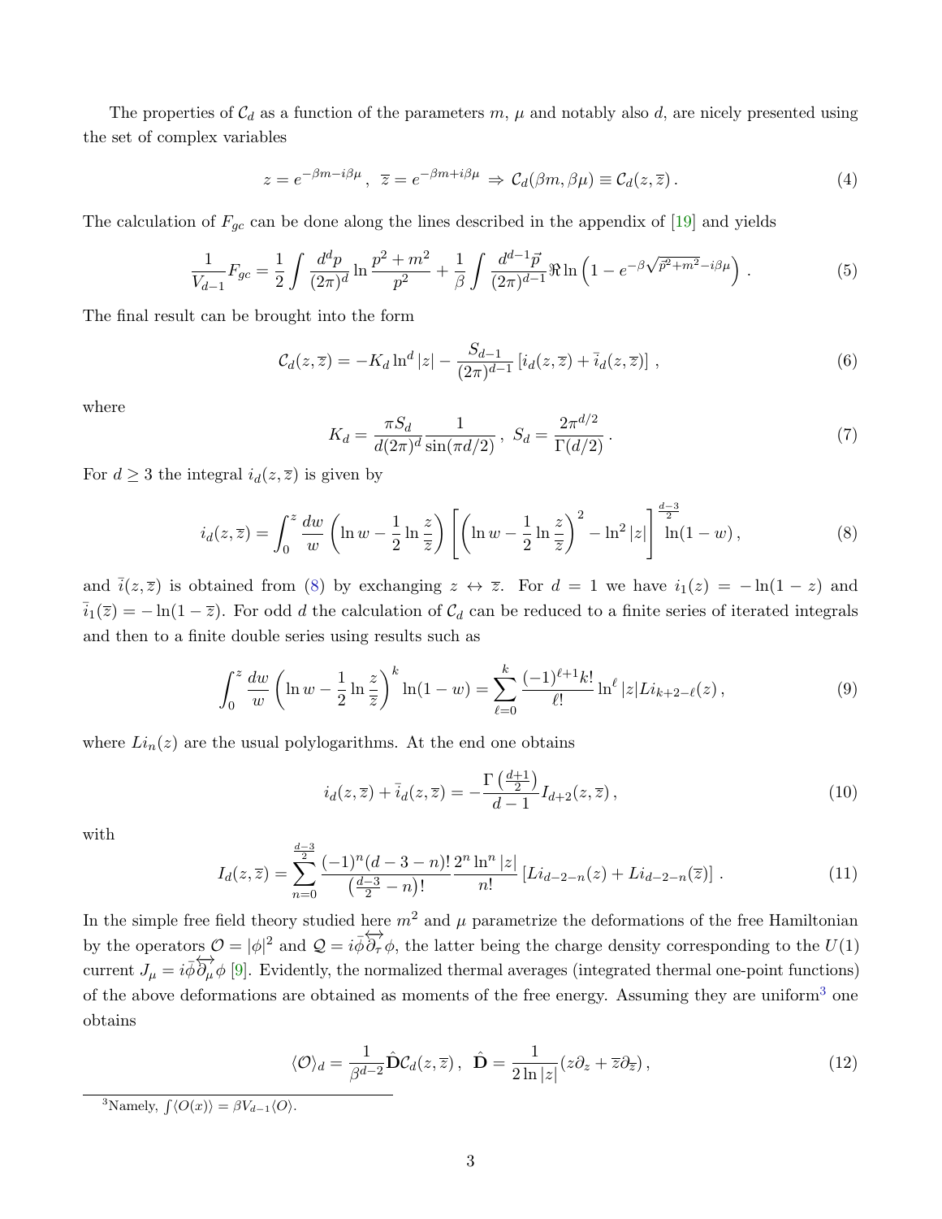The properties of $\mathcal{C}_d$ as a function of the parameters $m$, $\mu$ and notably also $d$, are nicely presented using the set of complex variables

$$z = e^{-\beta m - i\beta\mu}\,,\ \ \overline{z} = e^{-\beta m + i\beta\mu}\ \Rightarrow\ \mathcal{C}_d(\beta m, \beta\mu) \equiv \mathcal{C}_d(z, \overline{z})\,. \tag{4}$$

The calculation of $F_{gc}$ can be done along the lines described in the appendix of [19] and yields

$$\frac{1}{V_{d-1}} F_{gc} = \frac{1}{2}\int \frac{d^d p}{(2\pi)^d} \ln\frac{p^2+m^2}{p^2} + \frac{1}{\beta}\int \frac{d^{d-1}\vec{p}}{(2\pi)^{d-1}} \Re \ln\left(1 - e^{-\beta\sqrt{\vec{p}^2+m^2} - i\beta\mu}\right)\,. \tag{5}$$

The final result can be brought into the form

$$\mathcal{C}_d(z,\overline{z}) = -K_d \ln^d|z| - \frac{S_{d-1}}{(2\pi)^{d-1}}\left[i_d(z,\overline{z}) + \overline{i}_d(z,\overline{z})\right]\,, \tag{6}$$

where

$$K_d = \frac{\pi S_d}{d(2\pi)^d}\frac{1}{\sin(\pi d/2)}\,,\ \ S_d = \frac{2\pi^{d/2}}{\Gamma(d/2)}\,. \tag{7}$$

For $d \geq 3$ the integral $i_d(z,\overline{z})$ is given by

$$i_d(z,\overline{z}) = \int_0^z \frac{dw}{w}\left(\ln w - \frac{1}{2}\ln\frac{z}{\overline{z}}\right)\left[\left(\ln w - \frac{1}{2}\ln\frac{z}{\overline{z}}\right)^2 - \ln^2|z|\right]^{\frac{d-3}{2}} \ln(1-w)\,, \tag{8}$$

and $\overline{i}(z,\overline{z})$ is obtained from (8) by exchanging $z \leftrightarrow \overline{z}$. For $d=1$ we have $i_1(z) = -\ln(1-z)$ and $\overline{i}_1(\overline{z}) = -\ln(1-\overline{z})$. For odd $d$ the calculation of $\mathcal{C}_d$ can be reduced to a finite series of iterated integrals and then to a finite double series using results such as

$$\int_0^z \frac{dw}{w}\left(\ln w - \frac{1}{2}\ln\frac{z}{\overline{z}}\right)^k \ln(1-w) = \sum_{\ell=0}^{k} \frac{(-1)^{\ell+1}k!}{\ell!}\ln^\ell|z| Li_{k+2-\ell}(z)\,, \tag{9}$$

where $Li_n(z)$ are the usual polylogarithms. At the end one obtains

$$i_d(z,\overline{z}) + \overline{i}_d(z,\overline{z}) = -\frac{\Gamma\left(\frac{d+1}{2}\right)}{d-1} I_{d+2}(z,\overline{z})\,, \tag{10}$$

with

$$I_d(z,\overline{z}) = \sum_{n=0}^{\frac{d-3}{2}} \frac{(-1)^n(d-3-n)!}{\left(\frac{d-3}{2}-n\right)!}\frac{2^n\ln^n|z|}{n!}\left[Li_{d-2-n}(z) + Li_{d-2-n}(\overline{z})\right]\,. \tag{11}$$

In the simple free field theory studied here $m^2$ and $\mu$ parametrize the deformations of the free Hamiltonian by the operators $\mathcal{O} = |\phi|^2$ and $\mathcal{Q} = i\bar{\phi}\overleftrightarrow{\partial_\tau}\phi$, the latter being the charge density corresponding to the $U(1)$ current $J_\mu = i\bar{\phi}\overleftrightarrow{\partial_\mu}\phi$ [9]. Evidently, the normalized thermal averages (integrated thermal one-point functions) of the above deformations are obtained as moments of the free energy. Assuming they are uniform[3] one obtains

$$\langle\mathcal{O}\rangle_d = \frac{1}{\beta^{d-2}}\hat{\mathbf{D}}\mathcal{C}_d(z,\overline{z})\,,\ \ \hat{\mathbf{D}} = \frac{1}{2\ln|z|}(z\partial_z + \overline{z}\partial_{\overline{z}})\,, \tag{12}$$

[3] Namely, $\int\langle O(x)\rangle = \beta V_{d-1}\langle O\rangle$.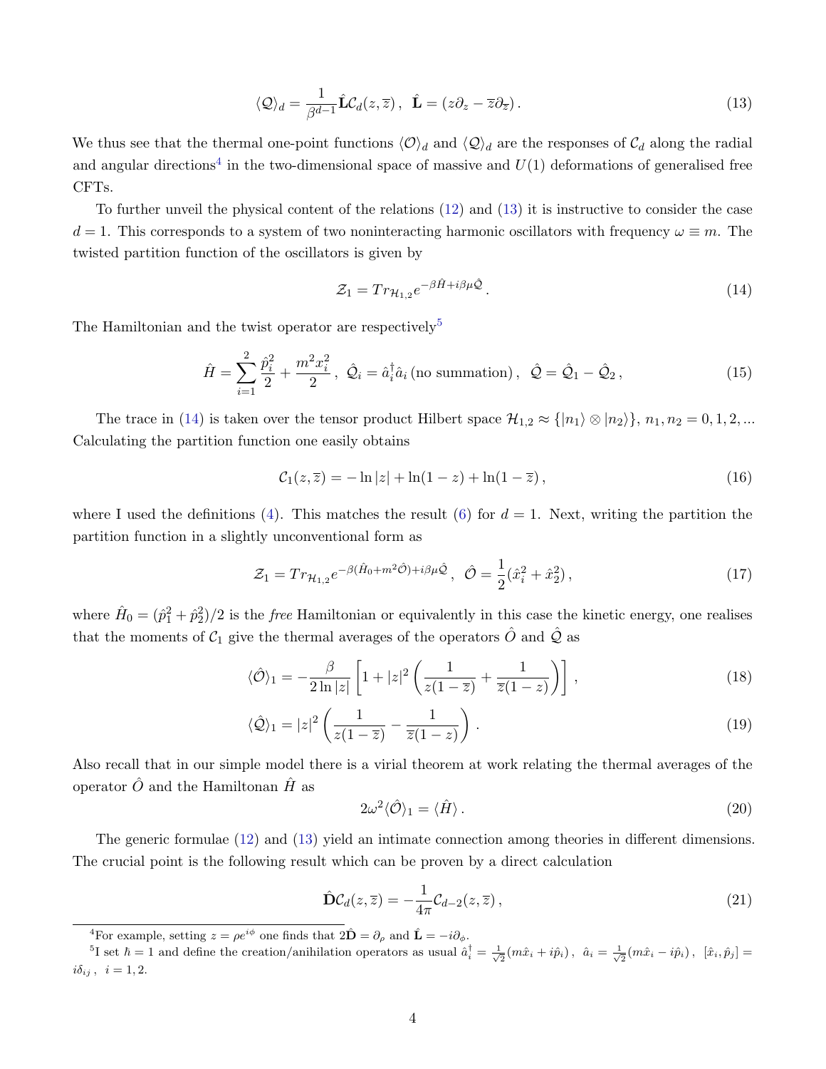$$
\langle \mathcal{Q} \rangle_d = \frac{1}{\beta^{d-1}} \hat{\mathbf{L}} \mathcal{C}_d(z,\overline{z}) \,, \;\; \hat{\mathbf{L}} = (z\partial_z - \overline{z}\partial_{\overline{z}}) \,. \tag{13}
$$

We thus see that the thermal one-point functions $\langle \mathcal{O} \rangle_d$ and $\langle \mathcal{Q} \rangle_d$ are the responses of $\mathcal{C}_d$ along the radial and angular directions[4] in the two-dimensional space of massive and $U(1)$ deformations of generalised free CFTs.

To further unveil the physical content of the relations (12) and (13) it is instructive to consider the case $d = 1$. This corresponds to a system of two noninteracting harmonic oscillators with frequency $\omega \equiv m$. The twisted partition function of the oscillators is given by

$$
\mathcal{Z}_1 = Tr_{\mathcal{H}_{1,2}} e^{-\beta \hat{H} + i\beta\mu\hat{\mathcal{Q}}} \,. \tag{14}
$$

The Hamiltonian and the twist operator are respectively[5]

$$
\hat{H} = \sum_{i=1}^{2} \frac{\hat{p}_i^2}{2} + \frac{m^2 x_i^2}{2} \,, \;\; \hat{\mathcal{Q}}_i = \hat{a}_i^\dagger \hat{a}_i \,(\text{no summation}) \,, \;\; \hat{\mathcal{Q}} = \hat{\mathcal{Q}}_1 - \hat{\mathcal{Q}}_2 \,, \tag{15}
$$

The trace in (14) is taken over the tensor product Hilbert space $\mathcal{H}_{1,2} \approx \{|n_1\rangle \otimes |n_2\rangle\}$, $n_1, n_2 = 0, 1, 2, ...$ Calculating the partition function one easily obtains

$$
\mathcal{C}_1(z,\overline{z}) = -\ln|z| + \ln(1-z) + \ln(1-\overline{z}) \,, \tag{16}
$$

where I used the definitions (4). This matches the result (6) for $d = 1$. Next, writing the partition the partition function in a slightly unconventional form as

$$
\mathcal{Z}_1 = Tr_{\mathcal{H}_{1,2}} e^{-\beta(\hat{H}_0 + m^2 \hat{\mathcal{O}}) + i\beta\mu\hat{\mathcal{Q}}} \,, \;\; \hat{\mathcal{O}} = \frac{1}{2}(\hat{x}_i^2 + \hat{x}_2^2) \,, \tag{17}
$$

where $\hat{H}_0 = (\hat{p}_1^2 + \hat{p}_2^2)/2$ is the *free* Hamiltonian or equivalently in this case the kinetic energy, one realises that the moments of $\mathcal{C}_1$ give the thermal averages of the operators $\hat{O}$ and $\hat{\mathcal{Q}}$ as

$$
\langle \hat{\mathcal{O}} \rangle_1 = -\frac{\beta}{2\ln|z|} \left[ 1 + |z|^2 \left( \frac{1}{z(1-\overline{z})} + \frac{1}{\overline{z}(1-z)} \right) \right] \,, \tag{18}
$$

$$
\langle \hat{\mathcal{Q}} \rangle_1 = |z|^2 \left( \frac{1}{z(1-\overline{z})} - \frac{1}{\overline{z}(1-z)} \right) \,. \tag{19}
$$

Also recall that in our simple model there is a virial theorem at work relating the thermal averages of the operator $\hat{O}$ and the Hamiltonan $\hat{H}$ as

$$
2\omega^2 \langle \hat{\mathcal{O}} \rangle_1 = \langle \hat{H} \rangle \,. \tag{20}
$$

The generic formulae (12) and (13) yield an intimate connection among theories in different dimensions. The crucial point is the following result which can be proven by a direct calculation

$$
\hat{\mathbf{D}} \mathcal{C}_d(z,\overline{z}) = -\frac{1}{4\pi} \mathcal{C}_{d-2}(z,\overline{z}) \,, \tag{21}
$$

[4] For example, setting $z = \rho e^{i\phi}$ one finds that $2\hat{\mathbf{D}} = \partial_\rho$ and $\hat{\mathbf{L}} = -i\partial_\phi$.

[5] I set $\hbar = 1$ and define the creation/anihilation operators as usual $\hat{a}_i^\dagger = \frac{1}{\sqrt{2}}(m\hat{x}_i + i\hat{p}_i)$, $\hat{a}_i = \frac{1}{\sqrt{2}}(m\hat{x}_i - i\hat{p}_i)$, $[\hat{x}_i, \hat{p}_j] = i\delta_{ij}$, $i = 1, 2$.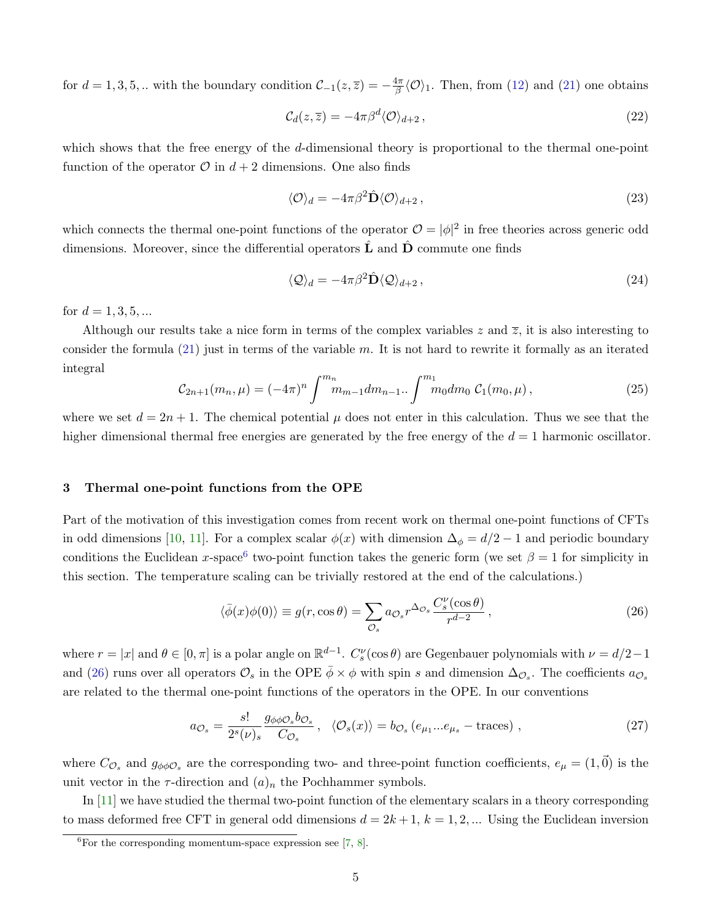for $d = 1, 3, 5, ..$ with the boundary condition $\mathcal{C}_{-1}(z,\overline{z}) = -\frac{4\pi}{\beta}\langle\mathcal{O}\rangle_1$. Then, from (12) and (21) one obtains

$$
\mathcal{C}_d(z,\overline{z}) = -4\pi\beta^d\langle\mathcal{O}\rangle_{d+2}\,, \tag{22}
$$

which shows that the free energy of the $d$-dimensional theory is proportional to the thermal one-point function of the operator $\mathcal{O}$ in $d+2$ dimensions. One also finds

$$
\langle\mathcal{O}\rangle_d = -4\pi\beta^2\hat{\mathbf{D}}\langle\mathcal{O}\rangle_{d+2}\,, \tag{23}
$$

which connects the thermal one-point functions of the operator $\mathcal{O} = |\phi|^2$ in free theories across generic odd dimensions. Moreover, since the differential operators $\hat{\mathbf{L}}$ and $\hat{\mathbf{D}}$ commute one finds

$$
\langle\mathcal{Q}\rangle_d = -4\pi\beta^2\hat{\mathbf{D}}\langle\mathcal{Q}\rangle_{d+2}\,, \tag{24}
$$

for $d = 1, 3, 5, ...$

Although our results take a nice form in terms of the complex variables $z$ and $\overline{z}$, it is also interesting to consider the formula (21) just in terms of the variable $m$. It is not hard to rewrite it formally as an iterated integral

$$
\mathcal{C}_{2n+1}(m_n,\mu) = (-4\pi)^n\int^{m_n} m_{m-1}dm_{n-1}..\int^{m_1} m_0 dm_0\;\mathcal{C}_1(m_0,\mu)\,, \tag{25}
$$

where we set $d = 2n+1$. The chemical potential $\mu$ does not enter in this calculation. Thus we see that the higher dimensional thermal free energies are generated by the free energy of the $d = 1$ harmonic oscillator.

## 3 Thermal one-point functions from the OPE

Part of the motivation of this investigation comes from recent work on thermal one-point functions of CFTs in odd dimensions [10, 11]. For a complex scalar $\phi(x)$ with dimension $\Delta_\phi = d/2 - 1$ and periodic boundary conditions the Euclidean $x$-space[6] two-point function takes the generic form (we set $\beta = 1$ for simplicity in this section. The temperature scaling can be trivially restored at the end of the calculations.)

$$
\langle\bar{\phi}(x)\phi(0)\rangle \equiv g(r,\cos\theta) = \sum_{\mathcal{O}_s} a_{\mathcal{O}_s} r^{\Delta_{\mathcal{O}_s}}\frac{C_s^\nu(\cos\theta)}{r^{d-2}}\,, \tag{26}
$$

where $r = |x|$ and $\theta \in [0,\pi]$ is a polar angle on $\mathbb{R}^{d-1}$. $C_s^\nu(\cos\theta)$ are Gegenbauer polynomials with $\nu = d/2-1$ and (26) runs over all operators $\mathcal{O}_s$ in the OPE $\bar{\phi}\times\phi$ with spin $s$ and dimension $\Delta_{\mathcal{O}_s}$. The coefficients $a_{\mathcal{O}_s}$ are related to the thermal one-point functions of the operators in the OPE. In our conventions

$$
a_{\mathcal{O}_s} = \frac{s!}{2^s(\nu)_s}\frac{g_{\phi\phi\mathcal{O}_s}b_{\mathcal{O}_s}}{C_{\mathcal{O}_s}}\,,\quad \langle\mathcal{O}_s(x)\rangle = b_{\mathcal{O}_s}\left(e_{\mu_1}...e_{\mu_s} - \text{traces}\right)\,, \tag{27}
$$

where $C_{\mathcal{O}_s}$ and $g_{\phi\phi\mathcal{O}_s}$ are the corresponding two- and three-point function coefficients, $e_\mu = (1,\vec{0})$ is the unit vector in the $\tau$-direction and $(a)_n$ the Pochhammer symbols.

In [11] we have studied the thermal two-point function of the elementary scalars in a theory corresponding to mass deformed free CFT in general odd dimensions $d = 2k+1$, $k = 1, 2, ...$ Using the Euclidean inversion

[6] For the corresponding momentum-space expression see [7, 8].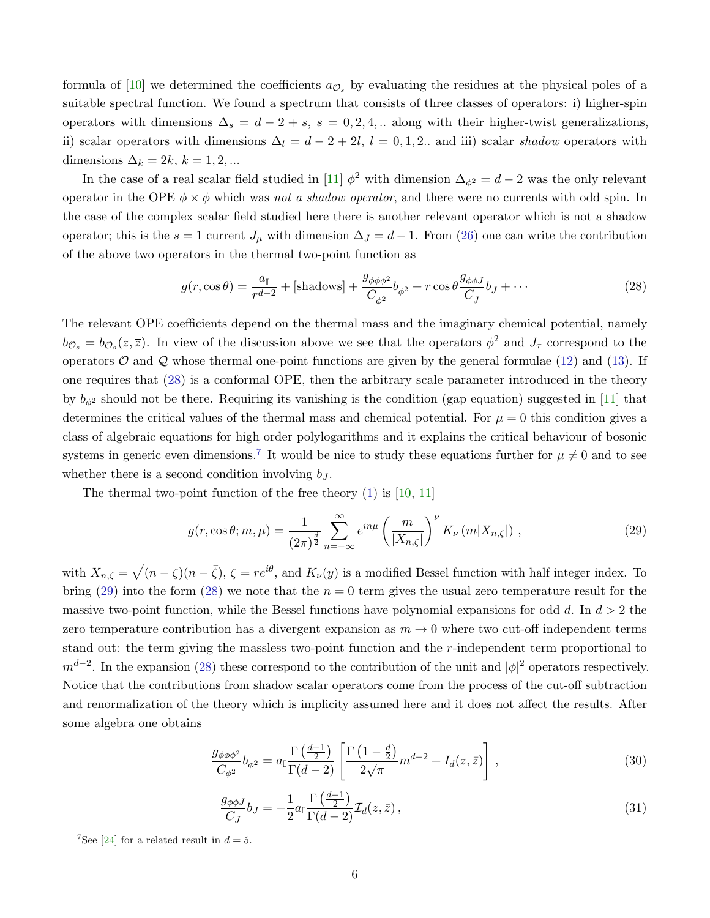formula of [10] we determined the coefficients $a_{\mathcal{O}_s}$ by evaluating the residues at the physical poles of a suitable spectral function. We found a spectrum that consists of three classes of operators: i) higher-spin operators with dimensions $\Delta_s = d-2+s$, $s = 0, 2, 4, ..$ along with their higher-twist generalizations, ii) scalar operators with dimensions $\Delta_l = d-2+2l$, $l = 0, 1, 2..$ and iii) scalar *shadow* operators with dimensions $\Delta_k = 2k$, $k = 1, 2, ...$

In the case of a real scalar field studied in [11] $\phi^2$ with dimension $\Delta_{\phi^2} = d-2$ was the only relevant operator in the OPE $\phi \times \phi$ which was *not a shadow operator*, and there were no currents with odd spin. In the case of the complex scalar field studied here there is another relevant operator which is not a shadow operator; this is the $s = 1$ current $J_\mu$ with dimension $\Delta_J = d-1$. From (26) one can write the contribution of the above two operators in the thermal two-point function as

$$g(r, \cos\theta) = \frac{a_{\mathbb{I}}}{r^{d-2}} + [\text{shadows}] + \frac{g_{\phi\phi\phi^2}}{C_{\phi^2}} b_{\phi^2} + r\cos\theta \frac{g_{\phi\phi J}}{C_J} b_J + \cdots \tag{28}$$

The relevant OPE coefficients depend on the thermal mass and the imaginary chemical potential, namely $b_{\mathcal{O}_s} = b_{\mathcal{O}_s}(z, \bar{z})$. In view of the discussion above we see that the operators $\phi^2$ and $J_\tau$ correspond to the operators $\mathcal{O}$ and $\mathcal{Q}$ whose thermal one-point functions are given by the general formulae (12) and (13). If one requires that (28) is a conformal OPE, then the arbitrary scale parameter introduced in the theory by $b_{\phi^2}$ should not be there. Requiring its vanishing is the condition (gap equation) suggested in [11] that determines the critical values of the thermal mass and chemical potential. For $\mu = 0$ this condition gives a class of algebraic equations for high order polylogarithms and it explains the critical behaviour of bosonic systems in generic even dimensions.[7] It would be nice to study these equations further for $\mu \neq 0$ and to see whether there is a second condition involving $b_J$.

The thermal two-point function of the free theory (1) is [10, 11]

$$g(r, \cos\theta; m, \mu) = \frac{1}{(2\pi)^{\frac{d}{2}}} \sum_{n=-\infty}^{\infty} e^{in\mu} \left(\frac{m}{|X_{n,\zeta}|}\right)^{\nu} K_\nu\left(m|X_{n,\zeta}|\right), \tag{29}$$

with $X_{n,\zeta} = \sqrt{(n-\zeta)(n-\bar{\zeta})}$, $\zeta = re^{i\theta}$, and $K_\nu(y)$ is a modified Bessel function with half integer index. To bring (29) into the form (28) we note that the $n = 0$ term gives the usual zero temperature result for the massive two-point function, while the Bessel functions have polynomial expansions for odd $d$. In $d > 2$ the zero temperature contribution has a divergent expansion as $m \to 0$ where two cut-off independent terms stand out: the term giving the massless two-point function and the $r$-independent term proportional to $m^{d-2}$. In the expansion (28) these correspond to the contribution of the unit and $|\phi|^2$ operators respectively. Notice that the contributions from shadow scalar operators come from the process of the cut-off subtraction and renormalization of the theory which is implicity assumed here and it does not affect the results. After some algebra one obtains

$$\frac{g_{\phi\phi\phi^2}}{C_{\phi^2}} b_{\phi^2} = a_{\mathbb{I}} \frac{\Gamma\left(\frac{d-1}{2}\right)}{\Gamma(d-2)} \left[\frac{\Gamma\left(1-\frac{d}{2}\right)}{2\sqrt{\pi}} m^{d-2} + I_d(z, \bar{z})\right], \tag{30}$$

$$\frac{g_{\phi\phi J}}{C_J} b_J = -\frac{1}{2} a_{\mathbb{I}} \frac{\Gamma\left(\frac{d-1}{2}\right)}{\Gamma(d-2)} \mathcal{I}_d(z, \bar{z}), \tag{31}$$

[7] See [24] for a related result in $d = 5$.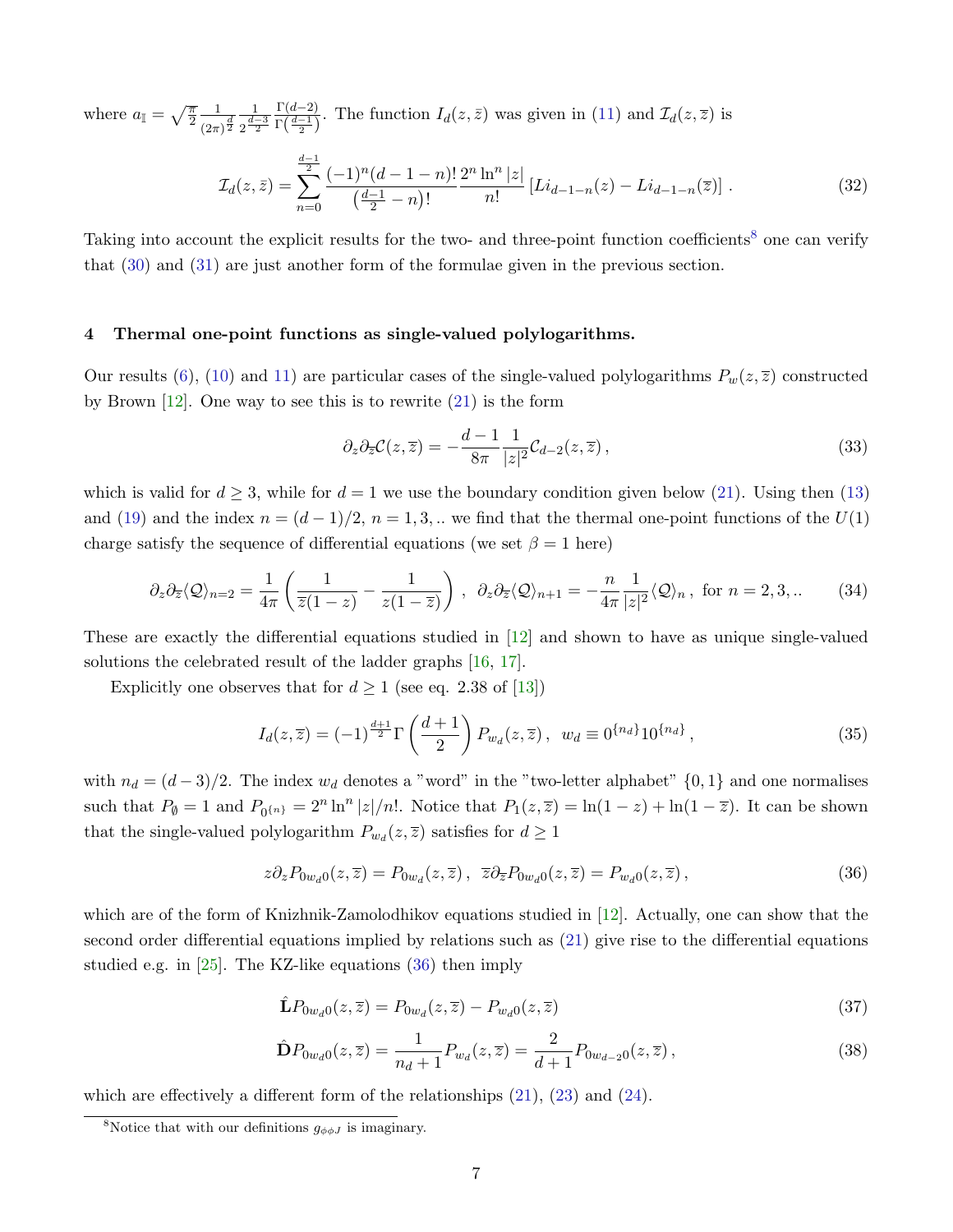where $a_{\mathbb{I}} = \sqrt{\frac{\pi}{2}} \frac{1}{(2\pi)^{\frac{d}{2}}} \frac{1}{2^{\frac{d-3}{2}}} \frac{\Gamma(d-2)}{\Gamma\left(\frac{d-1}{2}\right)}$. The function $I_d(z, \bar{z})$ was given in (11) and $\mathcal{I}_d(z, \bar{z})$ is

$$
\mathcal{I}_d(z, \bar{z}) = \sum_{n=0}^{\frac{d-1}{2}} \frac{(-1)^n (d-1-n)!}{\left(\frac{d-1}{2} - n\right)!} \frac{2^n \ln^n |z|}{n!} \left[ Li_{d-1-n}(z) - Li_{d-1-n}(\bar{z}) \right] . \tag{32}
$$

Taking into account the explicit results for the two- and three-point function coefficients[8] one can verify that (30) and (31) are just another form of the formulae given in the previous section.

## 4 Thermal one-point functions as single-valued polylogarithms.

Our results (6), (10) and 11) are particular cases of the single-valued polylogarithms $P_w(z, \bar{z})$ constructed by Brown [12]. One way to see this is to rewrite (21) is the form

$$
\partial_z \partial_{\bar{z}} \mathcal{C}(z, \bar{z}) = -\frac{d-1}{8\pi} \frac{1}{|z|^2} \mathcal{C}_{d-2}(z, \bar{z}) \,, \tag{33}
$$

which is valid for $d \geq 3$, while for $d = 1$ we use the boundary condition given below (21). Using then (13) and (19) and the index $n = (d-1)/2$, $n = 1, 3, ..$ we find that the thermal one-point functions of the $U(1)$ charge satisfy the sequence of differential equations (we set $\beta = 1$ here)

$$
\partial_z \partial_{\bar{z}} \langle \mathcal{Q} \rangle_{n=2} = \frac{1}{4\pi} \left( \frac{1}{\bar{z}(1-z)} - \frac{1}{z(1-\bar{z})} \right) \,, \ \ \partial_z \partial_{\bar{z}} \langle \mathcal{Q} \rangle_{n+1} = -\frac{n}{4\pi} \frac{1}{|z|^2} \langle \mathcal{Q} \rangle_n \,, \text{ for } n = 2, 3, .. \tag{34}
$$

These are exactly the differential equations studied in [12] and shown to have as unique single-valued solutions the celebrated result of the ladder graphs [16, 17].

Explicitly one observes that for $d \geq 1$ (see eq. 2.38 of [13])

$$
I_d(z, \bar{z}) = (-1)^{\frac{d+1}{2}} \Gamma\left( \frac{d+1}{2} \right) P_{w_d}(z, \bar{z}) \,, \ \ w_d \equiv 0^{\{n_d\}} 1 0^{\{n_d\}} \,, \tag{35}
$$

with $n_d = (d-3)/2$. The index $w_d$ denotes a "word" in the "two-letter alphabet" $\{0, 1\}$ and one normalises such that $P_\emptyset = 1$ and $P_{0^{\{n\}}} = 2^n \ln^n |z|/n!$. Notice that $P_1(z, \bar{z}) = \ln(1-z) + \ln(1-\bar{z})$. It can be shown that the single-valued polylogarithm $P_{w_d}(z, \bar{z})$ satisfies for $d \geq 1$

$$
z\partial_z P_{0 w_d 0}(z, \bar{z}) = P_{0 w_d}(z, \bar{z}) \,, \ \ \bar{z}\partial_{\bar{z}} P_{0 w_d 0}(z, \bar{z}) = P_{w_d 0}(z, \bar{z}) \,, \tag{36}
$$

which are of the form of Knizhnik-Zamolodhikov equations studied in [12]. Actually, one can show that the second order differential equations implied by relations such as (21) give rise to the differential equations studied e.g. in [25]. The KZ-like equations (36) then imply

$$
\hat{\mathbf{L}} P_{0 w_d 0}(z, \bar{z}) = P_{0 w_d}(z, \bar{z}) - P_{w_d 0}(z, \bar{z}) \tag{37}
$$

$$
\hat{\mathbf{D}} P_{0 w_d 0}(z, \bar{z}) = \frac{1}{n_d + 1} P_{w_d}(z, \bar{z}) = \frac{2}{d+1} P_{0 w_{d-2} 0}(z, \bar{z}) \,, \tag{38}
$$

which are effectively a different form of the relationships (21), (23) and (24).

[8] Notice that with our definitions $g_{\phi\phi J}$ is imaginary.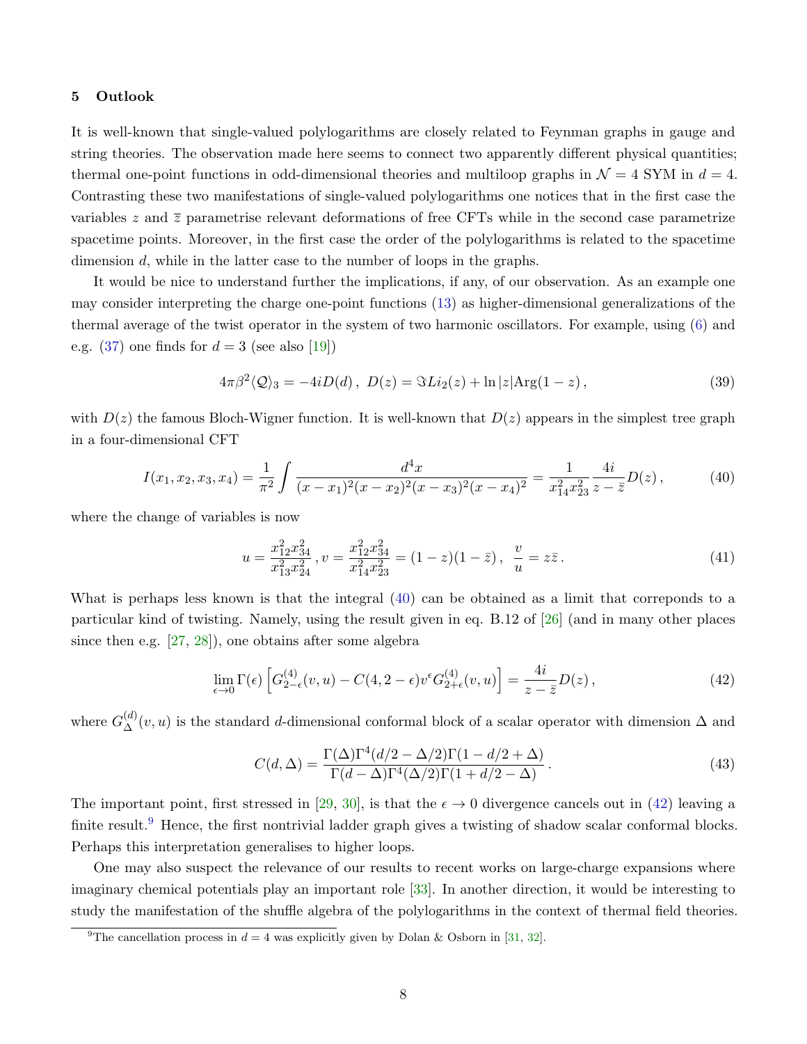## 5 Outlook

It is well-known that single-valued polylogarithms are closely related to Feynman graphs in gauge and string theories. The observation made here seems to connect two apparently different physical quantities; thermal one-point functions in odd-dimensional theories and multiloop graphs in $\mathcal{N}=4$ SYM in $d=4$. Contrasting these two manifestations of single-valued polylogarithms one notices that in the first case the variables $z$ and $\bar{z}$ parametrise relevant deformations of free CFTs while in the second case parametrize spacetime points. Moreover, in the first case the order of the polylogarithms is related to the spacetime dimension $d$, while in the latter case to the number of loops in the graphs.

It would be nice to understand further the implications, if any, of our observation. As an example one may consider interpreting the charge one-point functions (13) as higher-dimensional generalizations of the thermal average of the twist operator in the system of two harmonic oscillators. For example, using (6) and e.g. (37) one finds for $d=3$ (see also [19])

$$
4\pi\beta^2\langle\mathcal{Q}\rangle_3 = -4iD(d)\,,\;\; D(z) = \Im Li_2(z) + \ln|z|\mathrm{Arg}(1-z)\,, \tag{39}
$$

with $D(z)$ the famous Bloch-Wigner function. It is well-known that $D(z)$ appears in the simplest tree graph in a four-dimensional CFT

$$
I(x_1,x_2,x_3,x_4) = \frac{1}{\pi^2}\int\frac{d^4x}{(x-x_1)^2(x-x_2)^2(x-x_3)^2(x-x_4)^2} = \frac{1}{x_{14}^2x_{23}^2}\frac{4i}{z-\bar{z}}D(z)\,, \tag{40}
$$

where the change of variables is now

$$
u = \frac{x_{12}^2x_{34}^2}{x_{13}^2x_{24}^2}\,, v = \frac{x_{12}^2x_{34}^2}{x_{14}^2x_{23}^2} = (1-z)(1-\bar{z})\,,\;\; \frac{v}{u} = z\bar{z}\,. \tag{41}
$$

What is perhaps less known is that the integral (40) can be obtained as a limit that correponds to a particular kind of twisting. Namely, using the result given in eq. B.12 of [26] (and in many other places since then e.g. [27, 28]), one obtains after some algebra

$$
\lim_{\epsilon\to 0}\Gamma(\epsilon)\left[G^{(4)}_{2-\epsilon}(v,u) - C(4,2-\epsilon)v^{\epsilon}G^{(4)}_{2+\epsilon}(v,u)\right] = \frac{4i}{z-\bar{z}}D(z)\,, \tag{42}
$$

where $G^{(d)}_{\Delta}(v,u)$ is the standard $d$-dimensional conformal block of a scalar operator with dimension $\Delta$ and

$$
C(d,\Delta) = \frac{\Gamma(\Delta)\Gamma^4(d/2-\Delta/2)\Gamma(1-d/2+\Delta)}{\Gamma(d-\Delta)\Gamma^4(\Delta/2)\Gamma(1+d/2-\Delta)}\,. \tag{43}
$$

The important point, first stressed in [29, 30], is that the $\epsilon\to 0$ divergence cancels out in (42) leaving a finite result.[9] Hence, the first nontrivial ladder graph gives a twisting of shadow scalar conformal blocks. Perhaps this interpretation generalises to higher loops.

One may also suspect the relevance of our results to recent works on large-charge expansions where imaginary chemical potentials play an important role [33]. In another direction, it would be interesting to study the manifestation of the shuffle algebra of the polylogarithms in the context of thermal field theories.

[9] The cancellation process in $d=4$ was explicitly given by Dolan & Osborn in [31, 32].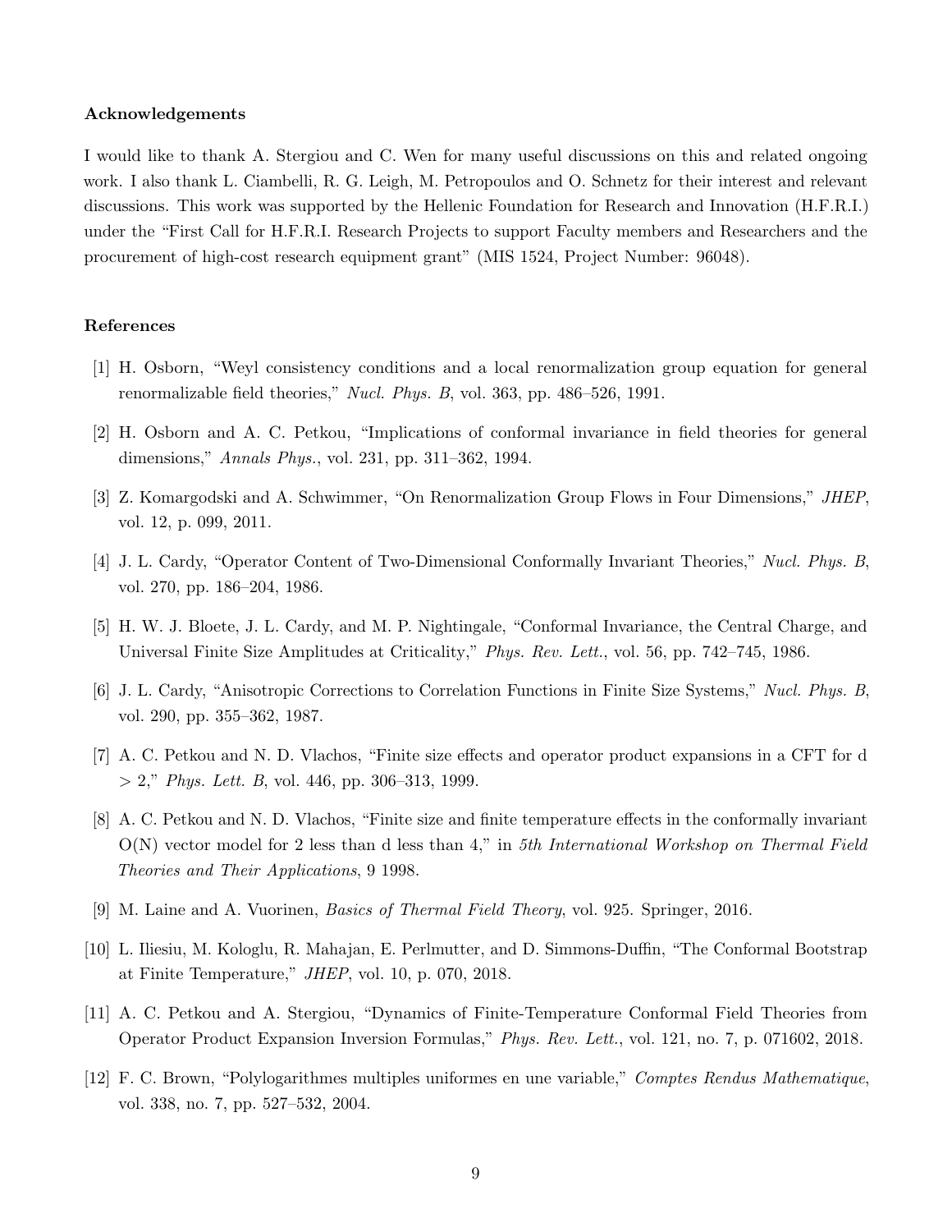### Acknowledgements

I would like to thank A. Stergiou and C. Wen for many useful discussions on this and related ongoing work. I also thank L. Ciambelli, R. G. Leigh, M. Petropoulos and O. Schnetz for their interest and relevant discussions. This work was supported by the Hellenic Foundation for Research and Innovation (H.F.R.I.) under the "First Call for H.F.R.I. Research Projects to support Faculty members and Researchers and the procurement of high-cost research equipment grant" (MIS 1524, Project Number: 96048).

### References

[1] H. Osborn, "Weyl consistency conditions and a local renormalization group equation for general renormalizable field theories," *Nucl. Phys. B*, vol. 363, pp. 486–526, 1991.

[2] H. Osborn and A. C. Petkou, "Implications of conformal invariance in field theories for general dimensions," *Annals Phys.*, vol. 231, pp. 311–362, 1994.

[3] Z. Komargodski and A. Schwimmer, "On Renormalization Group Flows in Four Dimensions," *JHEP*, vol. 12, p. 099, 2011.

[4] J. L. Cardy, "Operator Content of Two-Dimensional Conformally Invariant Theories," *Nucl. Phys. B*, vol. 270, pp. 186–204, 1986.

[5] H. W. J. Bloete, J. L. Cardy, and M. P. Nightingale, "Conformal Invariance, the Central Charge, and Universal Finite Size Amplitudes at Criticality," *Phys. Rev. Lett.*, vol. 56, pp. 742–745, 1986.

[6] J. L. Cardy, "Anisotropic Corrections to Correlation Functions in Finite Size Systems," *Nucl. Phys. B*, vol. 290, pp. 355–362, 1987.

[7] A. C. Petkou and N. D. Vlachos, "Finite size effects and operator product expansions in a CFT for d > 2," *Phys. Lett. B*, vol. 446, pp. 306–313, 1999.

[8] A. C. Petkou and N. D. Vlachos, "Finite size and finite temperature effects in the conformally invariant O(N) vector model for 2 less than d less than 4," in *5th International Workshop on Thermal Field Theories and Their Applications*, 9 1998.

[9] M. Laine and A. Vuorinen, *Basics of Thermal Field Theory*, vol. 925. Springer, 2016.

[10] L. Iliesiu, M. Kologlu, R. Mahajan, E. Perlmutter, and D. Simmons-Duffin, "The Conformal Bootstrap at Finite Temperature," *JHEP*, vol. 10, p. 070, 2018.

[11] A. C. Petkou and A. Stergiou, "Dynamics of Finite-Temperature Conformal Field Theories from Operator Product Expansion Inversion Formulas," *Phys. Rev. Lett.*, vol. 121, no. 7, p. 071602, 2018.

[12] F. C. Brown, "Polylogarithmes multiples uniformes en une variable," *Comptes Rendus Mathematique*, vol. 338, no. 7, pp. 527–532, 2004.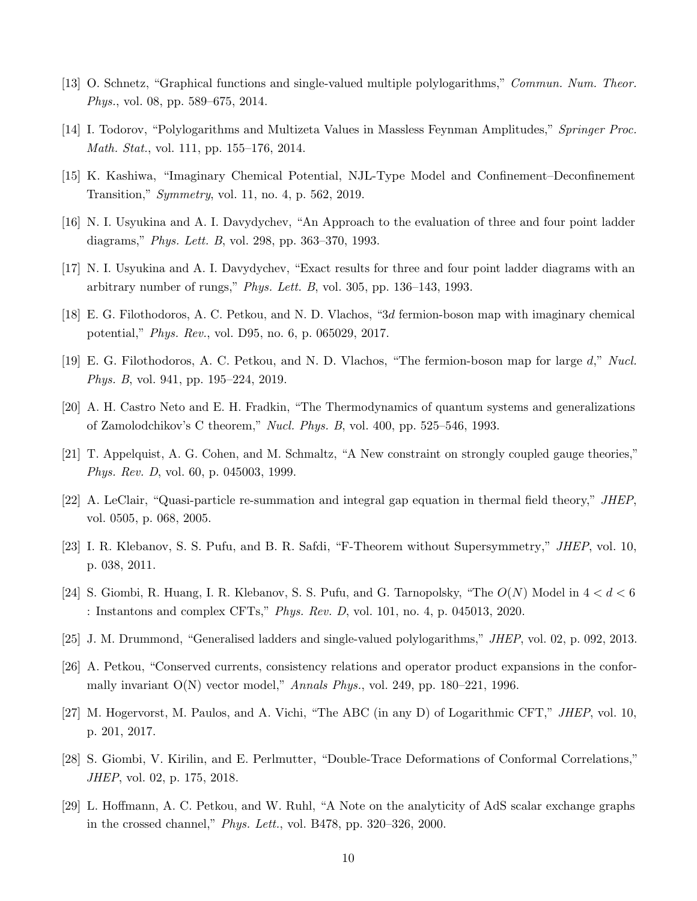[13] O. Schnetz, "Graphical functions and single-valued multiple polylogarithms," *Commun. Num. Theor. Phys.*, vol. 08, pp. 589–675, 2014.

[14] I. Todorov, "Polylogarithms and Multizeta Values in Massless Feynman Amplitudes," *Springer Proc. Math. Stat.*, vol. 111, pp. 155–176, 2014.

[15] K. Kashiwa, "Imaginary Chemical Potential, NJL-Type Model and Confinement–Deconfinement Transition," *Symmetry*, vol. 11, no. 4, p. 562, 2019.

[16] N. I. Usyukina and A. I. Davydychev, "An Approach to the evaluation of three and four point ladder diagrams," *Phys. Lett. B*, vol. 298, pp. 363–370, 1993.

[17] N. I. Usyukina and A. I. Davydychev, "Exact results for three and four point ladder diagrams with an arbitrary number of rungs," *Phys. Lett. B*, vol. 305, pp. 136–143, 1993.

[18] E. G. Filothodoros, A. C. Petkou, and N. D. Vlachos, "$3d$ fermion-boson map with imaginary chemical potential," *Phys. Rev.*, vol. D95, no. 6, p. 065029, 2017.

[19] E. G. Filothodoros, A. C. Petkou, and N. D. Vlachos, "The fermion-boson map for large $d$," *Nucl. Phys. B*, vol. 941, pp. 195–224, 2019.

[20] A. H. Castro Neto and E. H. Fradkin, "The Thermodynamics of quantum systems and generalizations of Zamolodchikov's C theorem," *Nucl. Phys. B*, vol. 400, pp. 525–546, 1993.

[21] T. Appelquist, A. G. Cohen, and M. Schmaltz, "A New constraint on strongly coupled gauge theories," *Phys. Rev. D*, vol. 60, p. 045003, 1999.

[22] A. LeClair, "Quasi-particle re-summation and integral gap equation in thermal field theory," *JHEP*, vol. 0505, p. 068, 2005.

[23] I. R. Klebanov, S. S. Pufu, and B. R. Safdi, "F-Theorem without Supersymmetry," *JHEP*, vol. 10, p. 038, 2011.

[24] S. Giombi, R. Huang, I. R. Klebanov, S. S. Pufu, and G. Tarnopolsky, "The $O(N)$ Model in $4 < d < 6$ : Instantons and complex CFTs," *Phys. Rev. D*, vol. 101, no. 4, p. 045013, 2020.

[25] J. M. Drummond, "Generalised ladders and single-valued polylogarithms," *JHEP*, vol. 02, p. 092, 2013.

[26] A. Petkou, "Conserved currents, consistency relations and operator product expansions in the conformally invariant O(N) vector model," *Annals Phys.*, vol. 249, pp. 180–221, 1996.

[27] M. Hogervorst, M. Paulos, and A. Vichi, "The ABC (in any D) of Logarithmic CFT," *JHEP*, vol. 10, p. 201, 2017.

[28] S. Giombi, V. Kirilin, and E. Perlmutter, "Double-Trace Deformations of Conformal Correlations," *JHEP*, vol. 02, p. 175, 2018.

[29] L. Hoffmann, A. C. Petkou, and W. Ruhl, "A Note on the analyticity of AdS scalar exchange graphs in the crossed channel," *Phys. Lett.*, vol. B478, pp. 320–326, 2000.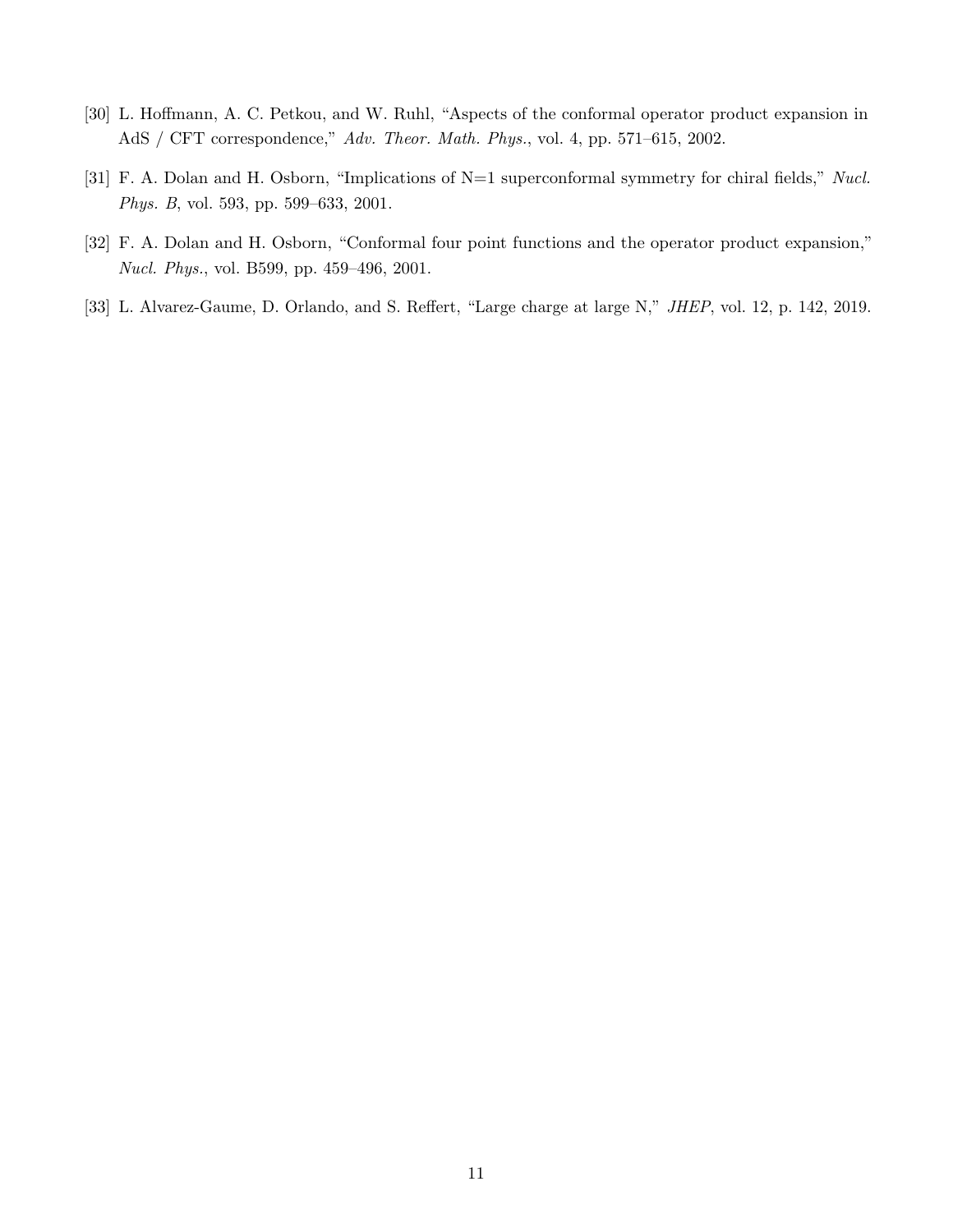[30] L. Hoffmann, A. C. Petkou, and W. Ruhl, "Aspects of the conformal operator product expansion in AdS / CFT correspondence," *Adv. Theor. Math. Phys.*, vol. 4, pp. 571–615, 2002.

[31] F. A. Dolan and H. Osborn, "Implications of N=1 superconformal symmetry for chiral fields," *Nucl. Phys. B*, vol. 593, pp. 599–633, 2001.

[32] F. A. Dolan and H. Osborn, "Conformal four point functions and the operator product expansion," *Nucl. Phys.*, vol. B599, pp. 459–496, 2001.

[33] L. Alvarez-Gaume, D. Orlando, and S. Reffert, "Large charge at large N," *JHEP*, vol. 12, p. 142, 2019.